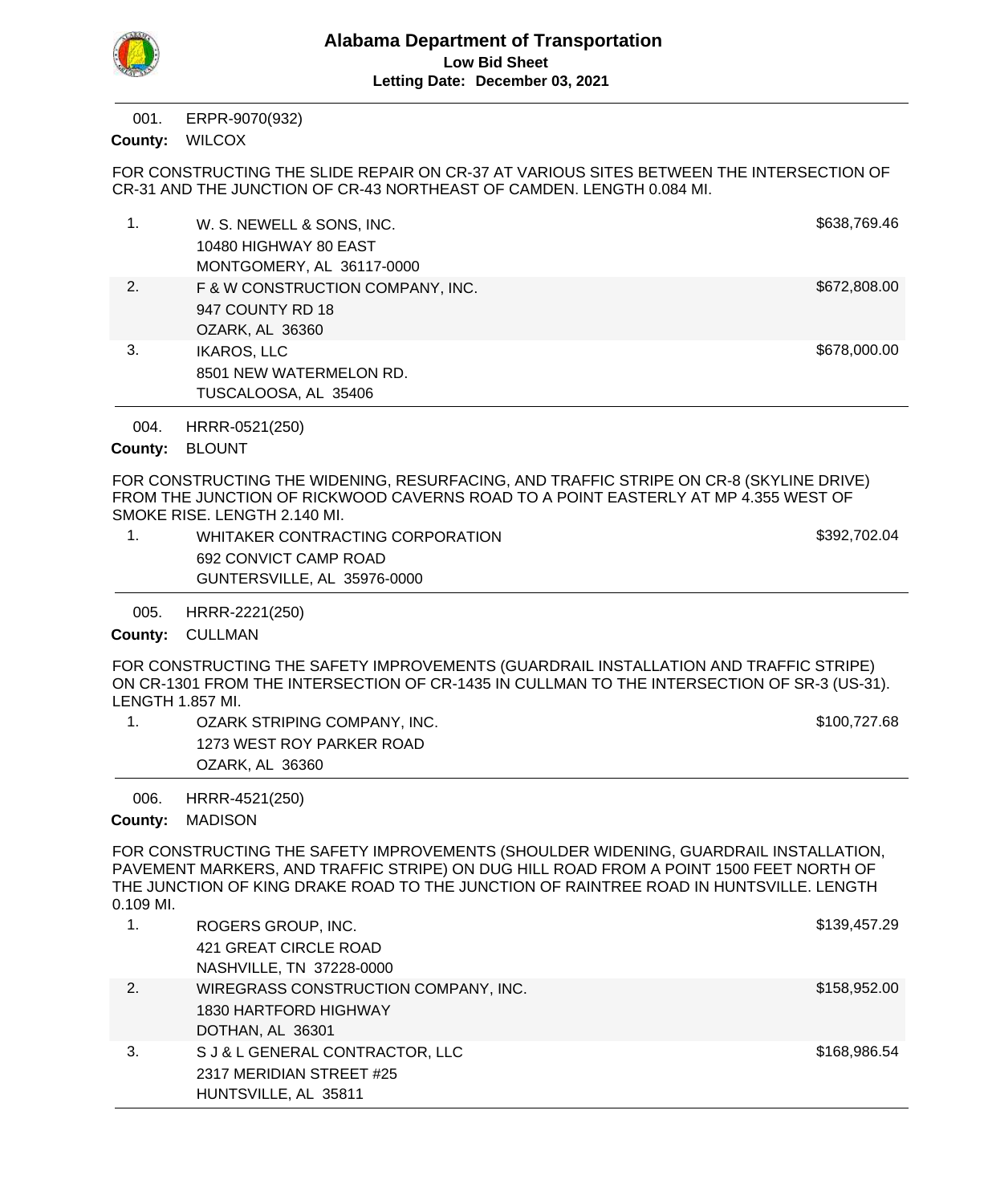# Alabama Department of Transportation

**Low Bid Sheet**

**Letting Date: December 03, 2021**

---

001. ERPR-9070(932)

**County:** WILCOX

FOR CONSTRUCTING THE SLIDE REPAIR ON CR-37 AT VARIOUS SITES BETWEEN THE INTERSECTION OF CR-31 AND THE JUNCTION OF CR-43 NORTHEAST OF CAMDEN. LENGTH 0.084 MI.

| | Bidder | Amount |
|---|---|---|
| 1. | W. S. NEWELL & SONS, INC.<br>10480 HIGHWAY 80 EAST<br>MONTGOMERY, AL 36117-0000 | $638,769.46 |
| 2. | F & W CONSTRUCTION COMPANY, INC.<br>947 COUNTY RD 18<br>OZARK, AL 36360 | $672,808.00 |
| 3. | IKAROS, LLC<br>8501 NEW WATERMELON RD.<br>TUSCALOOSA, AL 35406 | $678,000.00 |

---

004. HRRR-0521(250)

**County:** BLOUNT

FOR CONSTRUCTING THE WIDENING, RESURFACING, AND TRAFFIC STRIPE ON CR-8 (SKYLINE DRIVE) FROM THE JUNCTION OF RICKWOOD CAVERNS ROAD TO A POINT EASTERLY AT MP 4.355 WEST OF SMOKE RISE. LENGTH 2.140 MI.

| | Bidder | Amount |
|---|---|---|
| 1. | WHITAKER CONTRACTING CORPORATION<br>692 CONVICT CAMP ROAD<br>GUNTERSVILLE, AL 35976-0000 | $392,702.04 |

---

005. HRRR-2221(250)

**County:** CULLMAN

FOR CONSTRUCTING THE SAFETY IMPROVEMENTS (GUARDRAIL INSTALLATION AND TRAFFIC STRIPE) ON CR-1301 FROM THE INTERSECTION OF CR-1435 IN CULLMAN TO THE INTERSECTION OF SR-3 (US-31). LENGTH 1.857 MI.

| | Bidder | Amount |
|---|---|---|
| 1. | OZARK STRIPING COMPANY, INC.<br>1273 WEST ROY PARKER ROAD<br>OZARK, AL 36360 | $100,727.68 |

---

006. HRRR-4521(250)

**County:** MADISON

FOR CONSTRUCTING THE SAFETY IMPROVEMENTS (SHOULDER WIDENING, GUARDRAIL INSTALLATION, PAVEMENT MARKERS, AND TRAFFIC STRIPE) ON DUG HILL ROAD FROM A POINT 1500 FEET NORTH OF THE JUNCTION OF KING DRAKE ROAD TO THE JUNCTION OF RAINTREE ROAD IN HUNTSVILLE. LENGTH 0.109 MI.

| | Bidder | Amount |
|---|---|---|
| 1. | ROGERS GROUP, INC.<br>421 GREAT CIRCLE ROAD<br>NASHVILLE, TN 37228-0000 | $139,457.29 |
| 2. | WIREGRASS CONSTRUCTION COMPANY, INC.<br>1830 HARTFORD HIGHWAY<br>DOTHAN, AL 36301 | $158,952.00 |
| 3. | S J & L GENERAL CONTRACTOR, LLC<br>2317 MERIDIAN STREET #25<br>HUNTSVILLE, AL 35811 | $168,986.54 |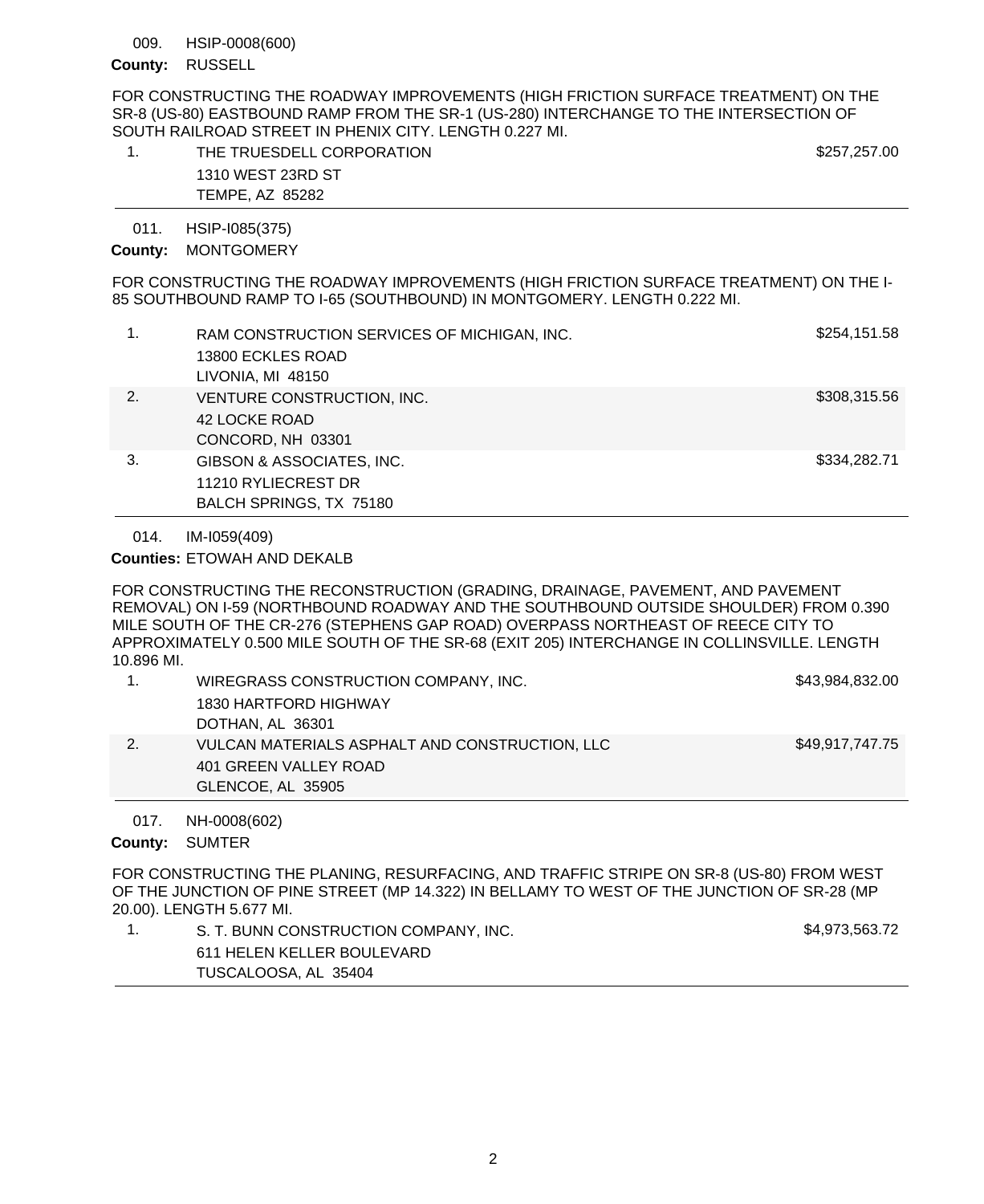009. HSIP-0008(600)

**County:** RUSSELL

FOR CONSTRUCTING THE ROADWAY IMPROVEMENTS (HIGH FRICTION SURFACE TREATMENT) ON THE SR-8 (US-80) EASTBOUND RAMP FROM THE SR-1 (US-280) INTERCHANGE TO THE INTERSECTION OF SOUTH RAILROAD STREET IN PHENIX CITY. LENGTH 0.227 MI.

| | | |
|---|---|---|
| 1. | THE TRUESDELL CORPORATION<br>1310 WEST 23RD ST<br>TEMPE, AZ 85282 | $257,257.00 |

---

011. HSIP-I085(375)

**County:** MONTGOMERY

FOR CONSTRUCTING THE ROADWAY IMPROVEMENTS (HIGH FRICTION SURFACE TREATMENT) ON THE I-85 SOUTHBOUND RAMP TO I-65 (SOUTHBOUND) IN MONTGOMERY. LENGTH 0.222 MI.

| | | |
|---|---|---|
| 1. | RAM CONSTRUCTION SERVICES OF MICHIGAN, INC.<br>13800 ECKLES ROAD<br>LIVONIA, MI 48150 | $254,151.58 |
| 2. | VENTURE CONSTRUCTION, INC.<br>42 LOCKE ROAD<br>CONCORD, NH 03301 | $308,315.56 |
| 3. | GIBSON & ASSOCIATES, INC.<br>11210 RYLIECREST DR<br>BALCH SPRINGS, TX 75180 | $334,282.71 |

---

014. IM-I059(409)

**Counties:** ETOWAH AND DEKALB

FOR CONSTRUCTING THE RECONSTRUCTION (GRADING, DRAINAGE, PAVEMENT, AND PAVEMENT REMOVAL) ON I-59 (NORTHBOUND ROADWAY AND THE SOUTHBOUND OUTSIDE SHOULDER) FROM 0.390 MILE SOUTH OF THE CR-276 (STEPHENS GAP ROAD) OVERPASS NORTHEAST OF REECE CITY TO APPROXIMATELY 0.500 MILE SOUTH OF THE SR-68 (EXIT 205) INTERCHANGE IN COLLINSVILLE. LENGTH 10.896 MI.

| | | |
|---|---|---|
| 1. | WIREGRASS CONSTRUCTION COMPANY, INC.<br>1830 HARTFORD HIGHWAY<br>DOTHAN, AL 36301 | $43,984,832.00 |
| 2. | VULCAN MATERIALS ASPHALT AND CONSTRUCTION, LLC<br>401 GREEN VALLEY ROAD<br>GLENCOE, AL 35905 | $49,917,747.75 |

---

017. NH-0008(602)

**County:** SUMTER

FOR CONSTRUCTING THE PLANING, RESURFACING, AND TRAFFIC STRIPE ON SR-8 (US-80) FROM WEST OF THE JUNCTION OF PINE STREET (MP 14.322) IN BELLAMY TO WEST OF THE JUNCTION OF SR-28 (MP 20.00). LENGTH 5.677 MI.

| | | |
|---|---|---|
| 1. | S. T. BUNN CONSTRUCTION COMPANY, INC.<br>611 HELEN KELLER BOULEVARD<br>TUSCALOOSA, AL 35404 | $4,973,563.72 |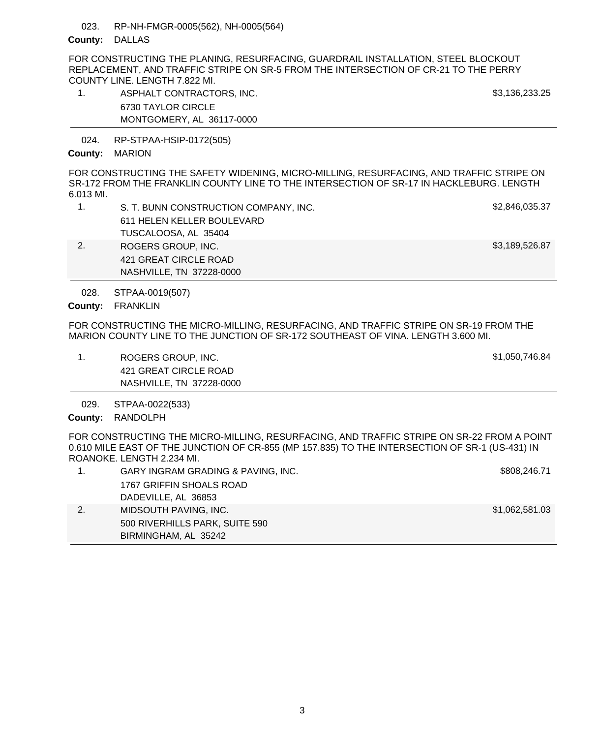023. RP-NH-FMGR-0005(562), NH-0005(564)

**County:** DALLAS

FOR CONSTRUCTING THE PLANING, RESURFACING, GUARDRAIL INSTALLATION, STEEL BLOCKOUT REPLACEMENT, AND TRAFFIC STRIPE ON SR-5 FROM THE INTERSECTION OF CR-21 TO THE PERRY COUNTY LINE. LENGTH 7.822 MI.

| | Bidder | Amount |
|---|---|---|
| 1. | ASPHALT CONTRACTORS, INC.<br>6730 TAYLOR CIRCLE<br>MONTGOMERY, AL 36117-0000 | $3,136,233.25 |

---

024. RP-STPAA-HSIP-0172(505)

**County:** MARION

FOR CONSTRUCTING THE SAFETY WIDENING, MICRO-MILLING, RESURFACING, AND TRAFFIC STRIPE ON SR-172 FROM THE FRANKLIN COUNTY LINE TO THE INTERSECTION OF SR-17 IN HACKLEBURG. LENGTH 6.013 MI.

| | Bidder | Amount |
|---|---|---|
| 1. | S. T. BUNN CONSTRUCTION COMPANY, INC.<br>611 HELEN KELLER BOULEVARD<br>TUSCALOOSA, AL 35404 | $2,846,035.37 |
| 2. | ROGERS GROUP, INC.<br>421 GREAT CIRCLE ROAD<br>NASHVILLE, TN 37228-0000 | $3,189,526.87 |

---

028. STPAA-0019(507)

**County:** FRANKLIN

FOR CONSTRUCTING THE MICRO-MILLING, RESURFACING, AND TRAFFIC STRIPE ON SR-19 FROM THE MARION COUNTY LINE TO THE JUNCTION OF SR-172 SOUTHEAST OF VINA. LENGTH 3.600 MI.

| | Bidder | Amount |
|---|---|---|
| 1. | ROGERS GROUP, INC.<br>421 GREAT CIRCLE ROAD<br>NASHVILLE, TN 37228-0000 | $1,050,746.84 |

---

029. STPAA-0022(533)

**County:** RANDOLPH

FOR CONSTRUCTING THE MICRO-MILLING, RESURFACING, AND TRAFFIC STRIPE ON SR-22 FROM A POINT 0.610 MILE EAST OF THE JUNCTION OF CR-855 (MP 157.835) TO THE INTERSECTION OF SR-1 (US-431) IN ROANOKE. LENGTH 2.234 MI.

| | Bidder | Amount |
|---|---|---|
| 1. | GARY INGRAM GRADING & PAVING, INC.<br>1767 GRIFFIN SHOALS ROAD<br>DADEVILLE, AL 36853 | $808,246.71 |
| 2. | MIDSOUTH PAVING, INC.<br>500 RIVERHILLS PARK, SUITE 590<br>BIRMINGHAM, AL 35242 | $1,062,581.03 |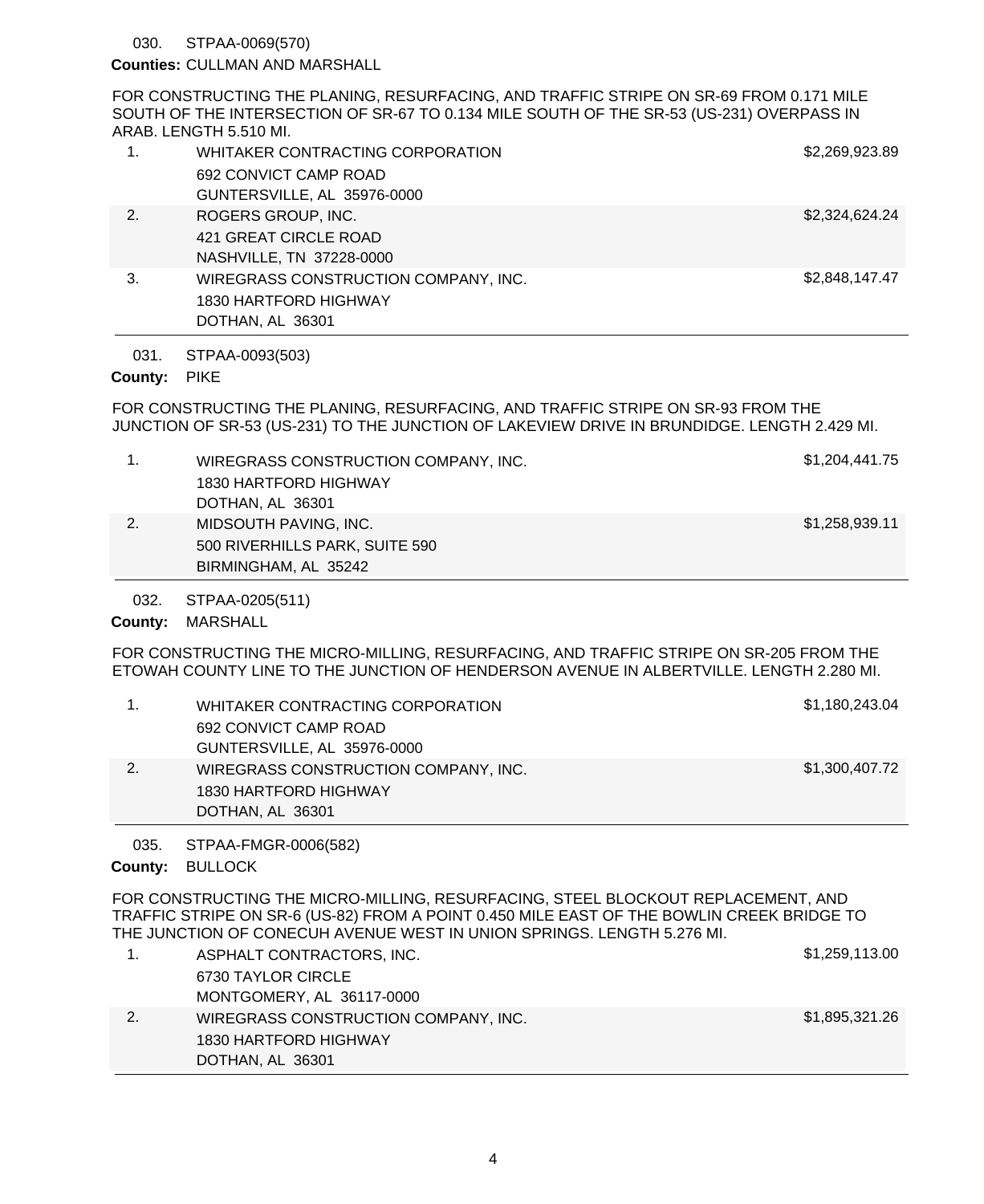030. STPAA-0069(570)

**Counties:** CULLMAN AND MARSHALL

FOR CONSTRUCTING THE PLANING, RESURFACING, AND TRAFFIC STRIPE ON SR-69 FROM 0.171 MILE SOUTH OF THE INTERSECTION OF SR-67 TO 0.134 MILE SOUTH OF THE SR-53 (US-231) OVERPASS IN ARAB. LENGTH 5.510 MI.

| | Bidder | Amount |
|---|---|---|
| 1. | WHITAKER CONTRACTING CORPORATION<br>692 CONVICT CAMP ROAD<br>GUNTERSVILLE, AL 35976-0000 | $2,269,923.89 |
| 2. | ROGERS GROUP, INC.<br>421 GREAT CIRCLE ROAD<br>NASHVILLE, TN 37228-0000 | $2,324,624.24 |
| 3. | WIREGRASS CONSTRUCTION COMPANY, INC.<br>1830 HARTFORD HIGHWAY<br>DOTHAN, AL 36301 | $2,848,147.47 |

031. STPAA-0093(503)

**County:** PIKE

FOR CONSTRUCTING THE PLANING, RESURFACING, AND TRAFFIC STRIPE ON SR-93 FROM THE JUNCTION OF SR-53 (US-231) TO THE JUNCTION OF LAKEVIEW DRIVE IN BRUNDIDGE. LENGTH 2.429 MI.

| | Bidder | Amount |
|---|---|---|
| 1. | WIREGRASS CONSTRUCTION COMPANY, INC.<br>1830 HARTFORD HIGHWAY<br>DOTHAN, AL 36301 | $1,204,441.75 |
| 2. | MIDSOUTH PAVING, INC.<br>500 RIVERHILLS PARK, SUITE 590<br>BIRMINGHAM, AL 35242 | $1,258,939.11 |

032. STPAA-0205(511)

**County:** MARSHALL

FOR CONSTRUCTING THE MICRO-MILLING, RESURFACING, AND TRAFFIC STRIPE ON SR-205 FROM THE ETOWAH COUNTY LINE TO THE JUNCTION OF HENDERSON AVENUE IN ALBERTVILLE. LENGTH 2.280 MI.

| | Bidder | Amount |
|---|---|---|
| 1. | WHITAKER CONTRACTING CORPORATION<br>692 CONVICT CAMP ROAD<br>GUNTERSVILLE, AL 35976-0000 | $1,180,243.04 |
| 2. | WIREGRASS CONSTRUCTION COMPANY, INC.<br>1830 HARTFORD HIGHWAY<br>DOTHAN, AL 36301 | $1,300,407.72 |

035. STPAA-FMGR-0006(582)

**County:** BULLOCK

FOR CONSTRUCTING THE MICRO-MILLING, RESURFACING, STEEL BLOCKOUT REPLACEMENT, AND TRAFFIC STRIPE ON SR-6 (US-82) FROM A POINT 0.450 MILE EAST OF THE BOWLIN CREEK BRIDGE TO THE JUNCTION OF CONECUH AVENUE WEST IN UNION SPRINGS. LENGTH 5.276 MI.

| | Bidder | Amount |
|---|---|---|
| 1. | ASPHALT CONTRACTORS, INC.<br>6730 TAYLOR CIRCLE<br>MONTGOMERY, AL 36117-0000 | $1,259,113.00 |
| 2. | WIREGRASS CONSTRUCTION COMPANY, INC.<br>1830 HARTFORD HIGHWAY<br>DOTHAN, AL 36301 | $1,895,321.26 |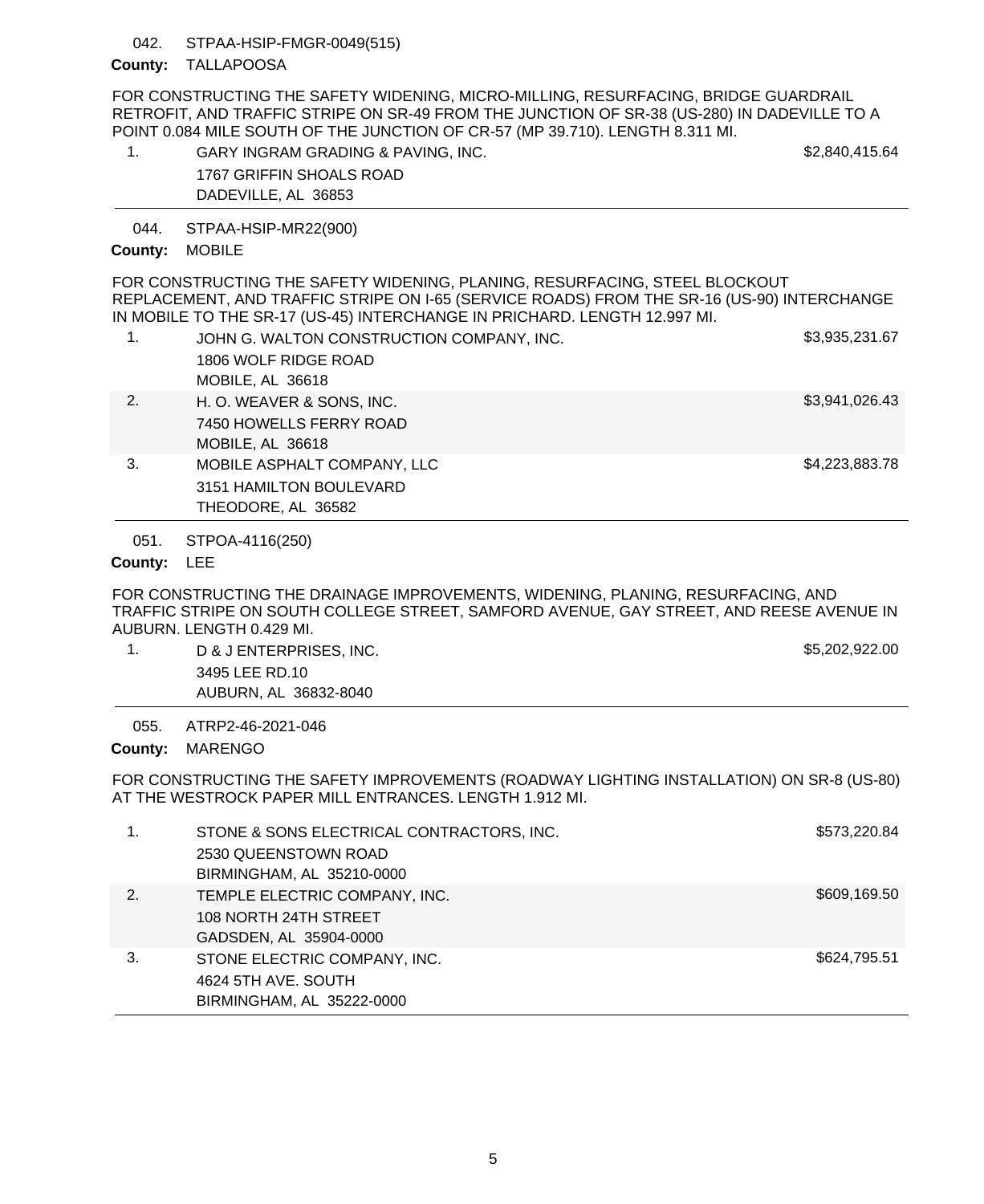042. STPAA-HSIP-FMGR-0049(515)

**County:** TALLAPOOSA

FOR CONSTRUCTING THE SAFETY WIDENING, MICRO-MILLING, RESURFACING, BRIDGE GUARDRAIL RETROFIT, AND TRAFFIC STRIPE ON SR-49 FROM THE JUNCTION OF SR-38 (US-280) IN DADEVILLE TO A POINT 0.084 MILE SOUTH OF THE JUNCTION OF CR-57 (MP 39.710). LENGTH 8.311 MI.

| | Bidder | Amount |
|---|---|---|
| 1. | GARY INGRAM GRADING & PAVING, INC.<br>1767 GRIFFIN SHOALS ROAD<br>DADEVILLE, AL 36853 | $2,840,415.64 |

---

044. STPAA-HSIP-MR22(900)

**County:** MOBILE

FOR CONSTRUCTING THE SAFETY WIDENING, PLANING, RESURFACING, STEEL BLOCKOUT REPLACEMENT, AND TRAFFIC STRIPE ON I-65 (SERVICE ROADS) FROM THE SR-16 (US-90) INTERCHANGE IN MOBILE TO THE SR-17 (US-45) INTERCHANGE IN PRICHARD. LENGTH 12.997 MI.

| | Bidder | Amount |
|---|---|---|
| 1. | JOHN G. WALTON CONSTRUCTION COMPANY, INC.<br>1806 WOLF RIDGE ROAD<br>MOBILE, AL 36618 | $3,935,231.67 |
| 2. | H. O. WEAVER & SONS, INC.<br>7450 HOWELLS FERRY ROAD<br>MOBILE, AL 36618 | $3,941,026.43 |
| 3. | MOBILE ASPHALT COMPANY, LLC<br>3151 HAMILTON BOULEVARD<br>THEODORE, AL 36582 | $4,223,883.78 |

---

051. STPOA-4116(250)

**County:** LEE

FOR CONSTRUCTING THE DRAINAGE IMPROVEMENTS, WIDENING, PLANING, RESURFACING, AND TRAFFIC STRIPE ON SOUTH COLLEGE STREET, SAMFORD AVENUE, GAY STREET, AND REESE AVENUE IN AUBURN. LENGTH 0.429 MI.

| | Bidder | Amount |
|---|---|---|
| 1. | D & J ENTERPRISES, INC.<br>3495 LEE RD.10<br>AUBURN, AL 36832-8040 | $5,202,922.00 |

---

055. ATRP2-46-2021-046

**County:** MARENGO

FOR CONSTRUCTING THE SAFETY IMPROVEMENTS (ROADWAY LIGHTING INSTALLATION) ON SR-8 (US-80) AT THE WESTROCK PAPER MILL ENTRANCES. LENGTH 1.912 MI.

| | Bidder | Amount |
|---|---|---|
| 1. | STONE & SONS ELECTRICAL CONTRACTORS, INC.<br>2530 QUEENSTOWN ROAD<br>BIRMINGHAM, AL 35210-0000 | $573,220.84 |
| 2. | TEMPLE ELECTRIC COMPANY, INC.<br>108 NORTH 24TH STREET<br>GADSDEN, AL 35904-0000 | $609,169.50 |
| 3. | STONE ELECTRIC COMPANY, INC.<br>4624 5TH AVE. SOUTH<br>BIRMINGHAM, AL 35222-0000 | $624,795.51 |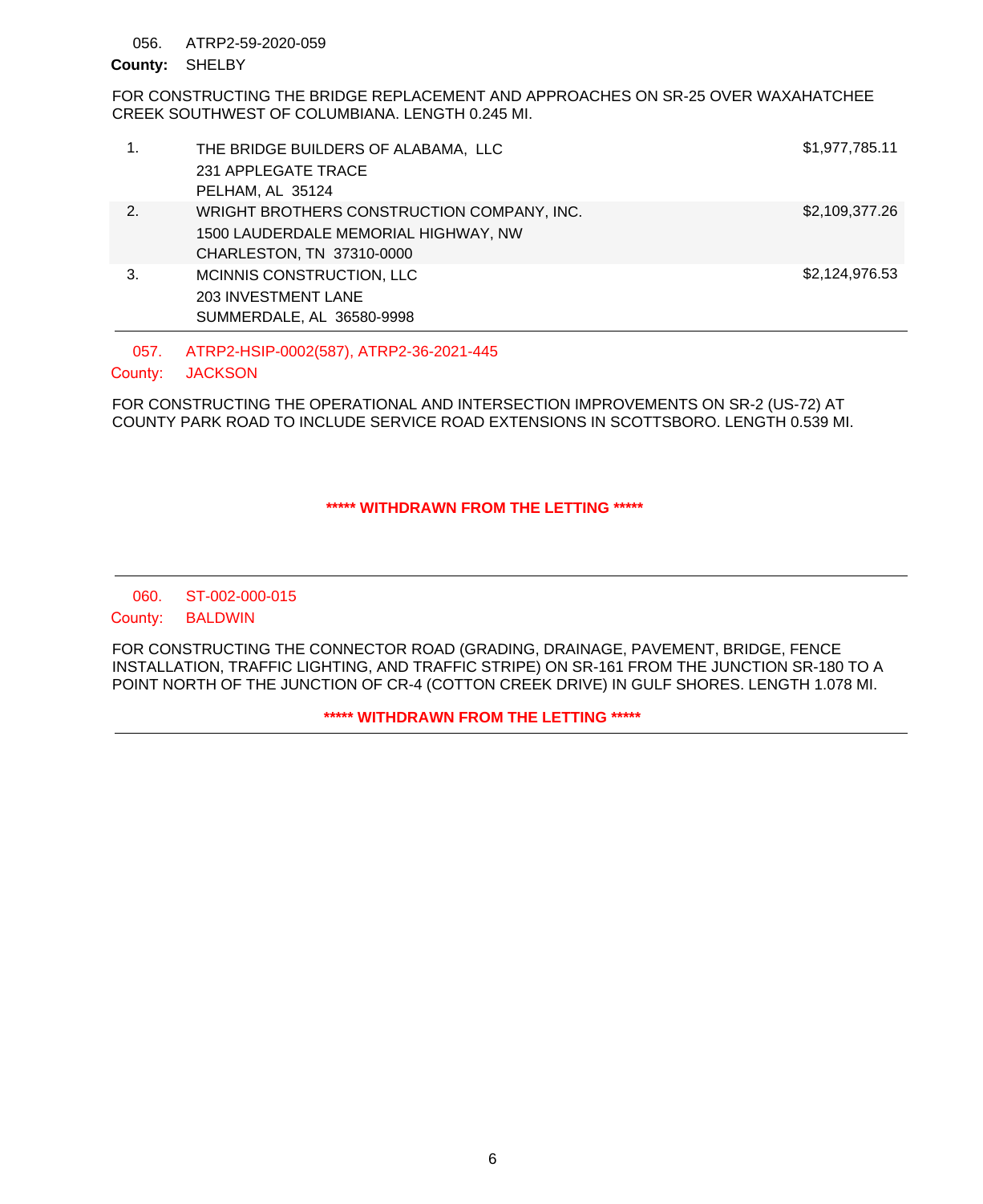056. ATRP2-59-2020-059

**County:** SHELBY

FOR CONSTRUCTING THE BRIDGE REPLACEMENT AND APPROACHES ON SR-25 OVER WAXAHATCHEE CREEK SOUTHWEST OF COLUMBIANA. LENGTH 0.245 MI.

| | | |
|---|---|---|
| 1. | THE BRIDGE BUILDERS OF ALABAMA, LLC<br>231 APPLEGATE TRACE<br>PELHAM, AL 35124 | $1,977,785.11 |
| 2. | WRIGHT BROTHERS CONSTRUCTION COMPANY, INC.<br>1500 LAUDERDALE MEMORIAL HIGHWAY, NW<br>CHARLESTON, TN 37310-0000 | $2,109,377.26 |
| 3. | MCINNIS CONSTRUCTION, LLC<br>203 INVESTMENT LANE<br>SUMMERDALE, AL 36580-9998 | $2,124,976.53 |

057. ATRP2-HSIP-0002(587), ATRP2-36-2021-445

County: JACKSON

FOR CONSTRUCTING THE OPERATIONAL AND INTERSECTION IMPROVEMENTS ON SR-2 (US-72) AT COUNTY PARK ROAD TO INCLUDE SERVICE ROAD EXTENSIONS IN SCOTTSBORO. LENGTH 0.539 MI.

**\*\*\*\*\* WITHDRAWN FROM THE LETTING \*\*\*\*\***

060. ST-002-000-015

County: BALDWIN

FOR CONSTRUCTING THE CONNECTOR ROAD (GRADING, DRAINAGE, PAVEMENT, BRIDGE, FENCE INSTALLATION, TRAFFIC LIGHTING, AND TRAFFIC STRIPE) ON SR-161 FROM THE JUNCTION SR-180 TO A POINT NORTH OF THE JUNCTION OF CR-4 (COTTON CREEK DRIVE) IN GULF SHORES. LENGTH 1.078 MI.

**\*\*\*\*\* WITHDRAWN FROM THE LETTING \*\*\*\*\***